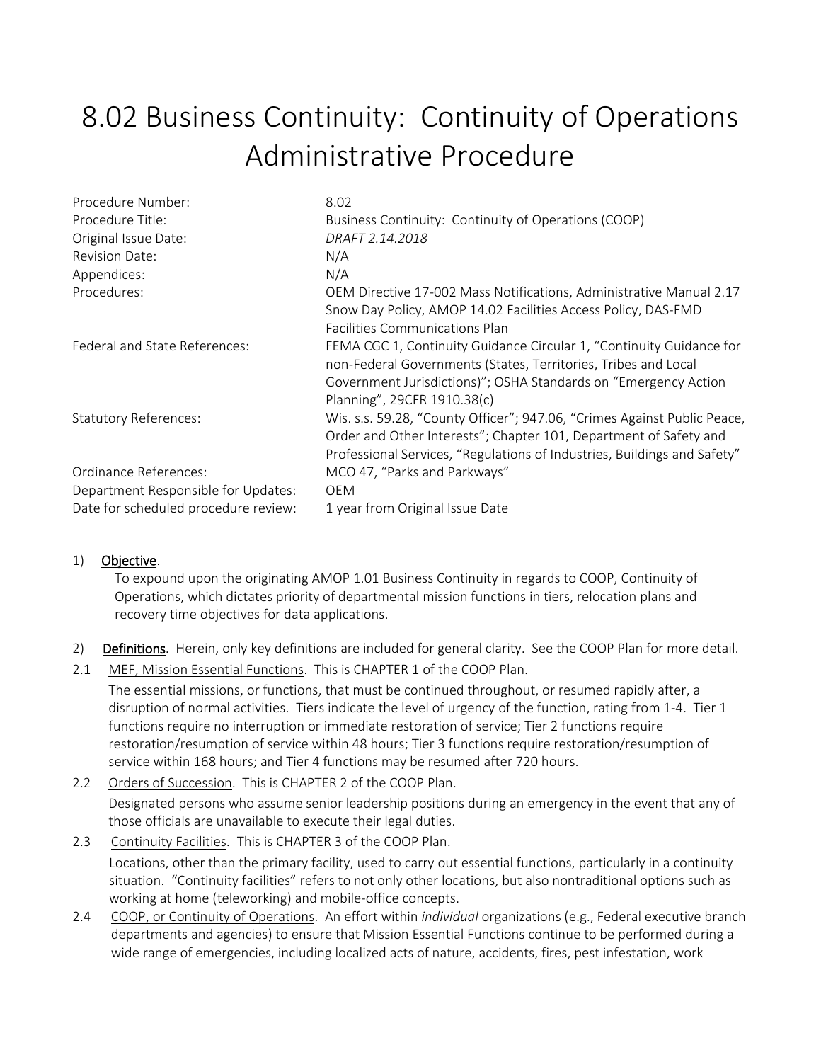# 8.02 Business Continuity: Continuity of Operations Administrative Procedure

| | |
|---|---|
| Procedure Number: | 8.02 |
| Procedure Title: | Business Continuity: Continuity of Operations (COOP) |
| Original Issue Date: | *DRAFT 2.14.2018* |
| Revision Date: | N/A |
| Appendices: | N/A |
| Procedures: | OEM Directive 17-002 Mass Notifications, Administrative Manual 2.17 Snow Day Policy, AMOP 14.02 Facilities Access Policy, DAS-FMD Facilities Communications Plan |
| Federal and State References: | FEMA CGC 1, Continuity Guidance Circular 1, "Continuity Guidance for non-Federal Governments (States, Territories, Tribes and Local Government Jurisdictions)"; OSHA Standards on "Emergency Action Planning", 29CFR 1910.38(c) |
| Statutory References: | Wis. s.s. 59.28, "County Officer"; 947.06, "Crimes Against Public Peace, Order and Other Interests"; Chapter 101, Department of Safety and Professional Services, "Regulations of Industries, Buildings and Safety" |
| Ordinance References: | MCO 47, "Parks and Parkways" |
| Department Responsible for Updates: | OEM |
| Date for scheduled procedure review: | 1 year from Original Issue Date |

1) **Objective**.

To expound upon the originating AMOP 1.01 Business Continuity in regards to COOP, Continuity of Operations, which dictates priority of departmental mission functions in tiers, relocation plans and recovery time objectives for data applications.

2) **Definitions**. Herein, only key definitions are included for general clarity. See the COOP Plan for more detail.

2.1 MEF, Mission Essential Functions. This is CHAPTER 1 of the COOP Plan.

The essential missions, or functions, that must be continued throughout, or resumed rapidly after, a disruption of normal activities. Tiers indicate the level of urgency of the function, rating from 1-4. Tier 1 functions require no interruption or immediate restoration of service; Tier 2 functions require restoration/resumption of service within 48 hours; Tier 3 functions require restoration/resumption of service within 168 hours; and Tier 4 functions may be resumed after 720 hours.

2.2 Orders of Succession. This is CHAPTER 2 of the COOP Plan.

Designated persons who assume senior leadership positions during an emergency in the event that any of those officials are unavailable to execute their legal duties.

2.3 Continuity Facilities. This is CHAPTER 3 of the COOP Plan.

Locations, other than the primary facility, used to carry out essential functions, particularly in a continuity situation. "Continuity facilities" refers to not only other locations, but also nontraditional options such as working at home (teleworking) and mobile-office concepts.

2.4 COOP, or Continuity of Operations. An effort within *individual* organizations (e.g., Federal executive branch departments and agencies) to ensure that Mission Essential Functions continue to be performed during a wide range of emergencies, including localized acts of nature, accidents, fires, pest infestation, work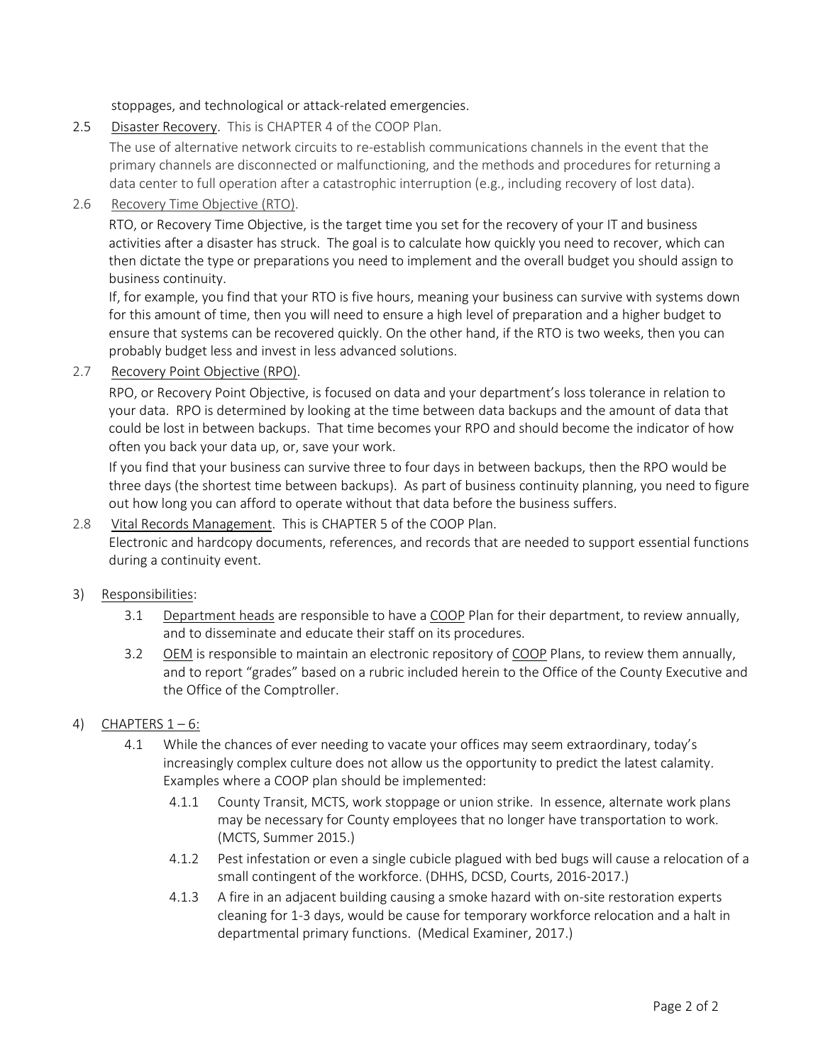stoppages, and technological or attack-related emergencies.

2.5 Disaster Recovery. This is CHAPTER 4 of the COOP Plan.

The use of alternative network circuits to re-establish communications channels in the event that the primary channels are disconnected or malfunctioning, and the methods and procedures for returning a data center to full operation after a catastrophic interruption (e.g., including recovery of lost data).

2.6 Recovery Time Objective (RTO).

RTO, or Recovery Time Objective, is the target time you set for the recovery of your IT and business activities after a disaster has struck. The goal is to calculate how quickly you need to recover, which can then dictate the type or preparations you need to implement and the overall budget you should assign to business continuity.

If, for example, you find that your RTO is five hours, meaning your business can survive with systems down for this amount of time, then you will need to ensure a high level of preparation and a higher budget to ensure that systems can be recovered quickly. On the other hand, if the RTO is two weeks, then you can probably budget less and invest in less advanced solutions.

2.7 Recovery Point Objective (RPO).

RPO, or Recovery Point Objective, is focused on data and your department's loss tolerance in relation to your data. RPO is determined by looking at the time between data backups and the amount of data that could be lost in between backups. That time becomes your RPO and should become the indicator of how often you back your data up, or, save your work.

If you find that your business can survive three to four days in between backups, then the RPO would be three days (the shortest time between backups). As part of business continuity planning, you need to figure out how long you can afford to operate without that data before the business suffers.

2.8 Vital Records Management. This is CHAPTER 5 of the COOP Plan.

Electronic and hardcopy documents, references, and records that are needed to support essential functions during a continuity event.

3) Responsibilities:

3.1 Department heads are responsible to have a COOP Plan for their department, to review annually, and to disseminate and educate their staff on its procedures.

3.2 OEM is responsible to maintain an electronic repository of COOP Plans, to review them annually, and to report "grades" based on a rubric included herein to the Office of the County Executive and the Office of the Comptroller.

4) CHAPTERS 1 – 6:

4.1 While the chances of ever needing to vacate your offices may seem extraordinary, today's increasingly complex culture does not allow us the opportunity to predict the latest calamity. Examples where a COOP plan should be implemented:

4.1.1 County Transit, MCTS, work stoppage or union strike. In essence, alternate work plans may be necessary for County employees that no longer have transportation to work. (MCTS, Summer 2015.)

4.1.2 Pest infestation or even a single cubicle plagued with bed bugs will cause a relocation of a small contingent of the workforce. (DHHS, DCSD, Courts, 2016-2017.)

4.1.3 A fire in an adjacent building causing a smoke hazard with on-site restoration experts cleaning for 1-3 days, would be cause for temporary workforce relocation and a halt in departmental primary functions. (Medical Examiner, 2017.)